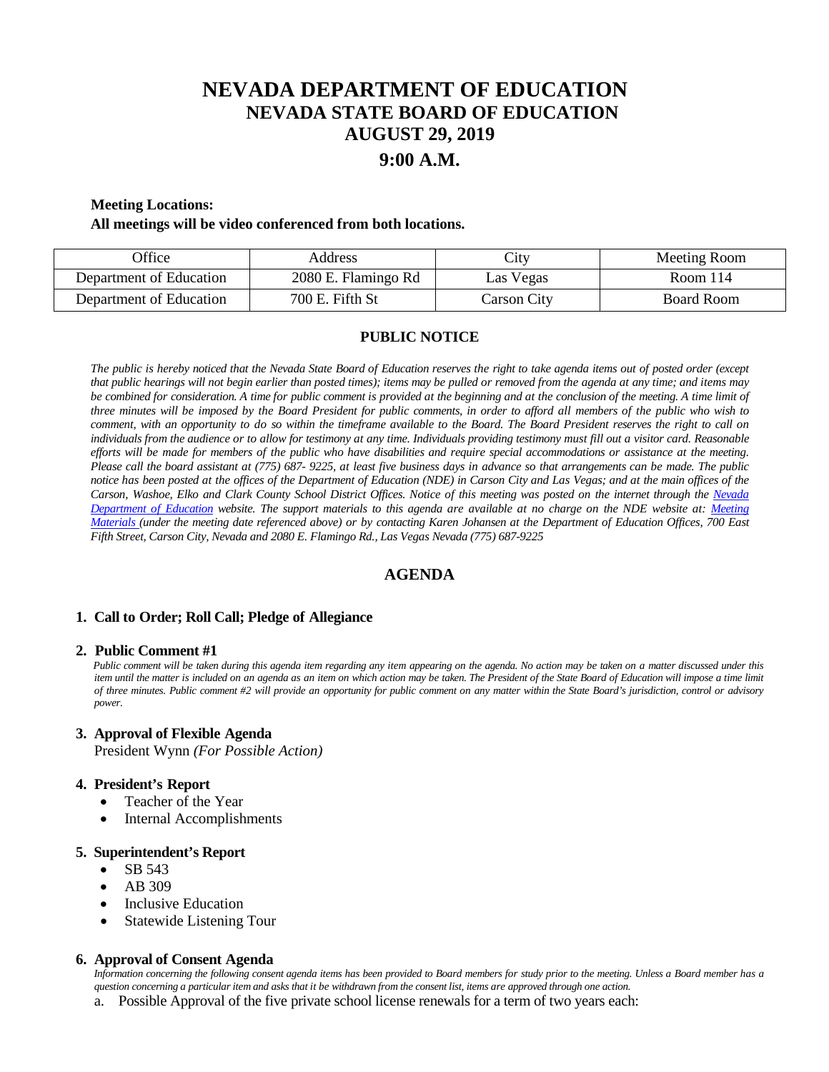# NEVADA DEPARTMENT OF EDUCATION
## NEVADA STATE BOARD OF EDUCATION
## AUGUST 29, 2019
## 9:00 A.M.

**Meeting Locations:**

**All meetings will be video conferenced from both locations.**

| Office | Address | City | Meeting Room |
|---|---|---|---|
| Department of Education | 2080 E. Flamingo Rd | Las Vegas | Room 114 |
| Department of Education | 700 E. Fifth St | Carson City | Board Room |

### PUBLIC NOTICE

*The public is hereby noticed that the Nevada State Board of Education reserves the right to take agenda items out of posted order (except that public hearings will not begin earlier than posted times); items may be pulled or removed from the agenda at any time; and items may be combined for consideration. A time for public comment is provided at the beginning and at the conclusion of the meeting. A time limit of three minutes will be imposed by the Board President for public comments, in order to afford all members of the public who wish to comment, with an opportunity to do so within the timeframe available to the Board. The Board President reserves the right to call on individuals from the audience or to allow for testimony at any time. Individuals providing testimony must fill out a visitor card. Reasonable efforts will be made for members of the public who have disabilities and require special accommodations or assistance at the meeting. Please call the board assistant at (775) 687- 9225, at least five business days in advance so that arrangements can be made. The public notice has been posted at the offices of the Department of Education (NDE) in Carson City and Las Vegas; and at the main offices of the Carson, Washoe, Elko and Clark County School District Offices. Notice of this meeting was posted on the internet through the Nevada Department of Education website. The support materials to this agenda are available at no charge on the NDE website at: Meeting Materials (under the meeting date referenced above) or by contacting Karen Johansen at the Department of Education Offices, 700 East Fifth Street, Carson City, Nevada and 2080 E. Flamingo Rd., Las Vegas Nevada (775) 687-9225*

## AGENDA

**1. Call to Order; Roll Call; Pledge of Allegiance**

**2. Public Comment #1**

*Public comment will be taken during this agenda item regarding any item appearing on the agenda. No action may be taken on a matter discussed under this item until the matter is included on an agenda as an item on which action may be taken. The President of the State Board of Education will impose a time limit of three minutes. Public comment #2 will provide an opportunity for public comment on any matter within the State Board's jurisdiction, control or advisory power.*

**3. Approval of Flexible Agenda**

President Wynn *(For Possible Action)*

**4. President's Report**

- Teacher of the Year
- Internal Accomplishments

**5. Superintendent's Report**

- SB 543
- AB 309
- Inclusive Education
- Statewide Listening Tour

**6. Approval of Consent Agenda**

*Information concerning the following consent agenda items has been provided to Board members for study prior to the meeting. Unless a Board member has a question concerning a particular item and asks that it be withdrawn from the consent list, items are approved through one action.*

a. Possible Approval of the five private school license renewals for a term of two years each: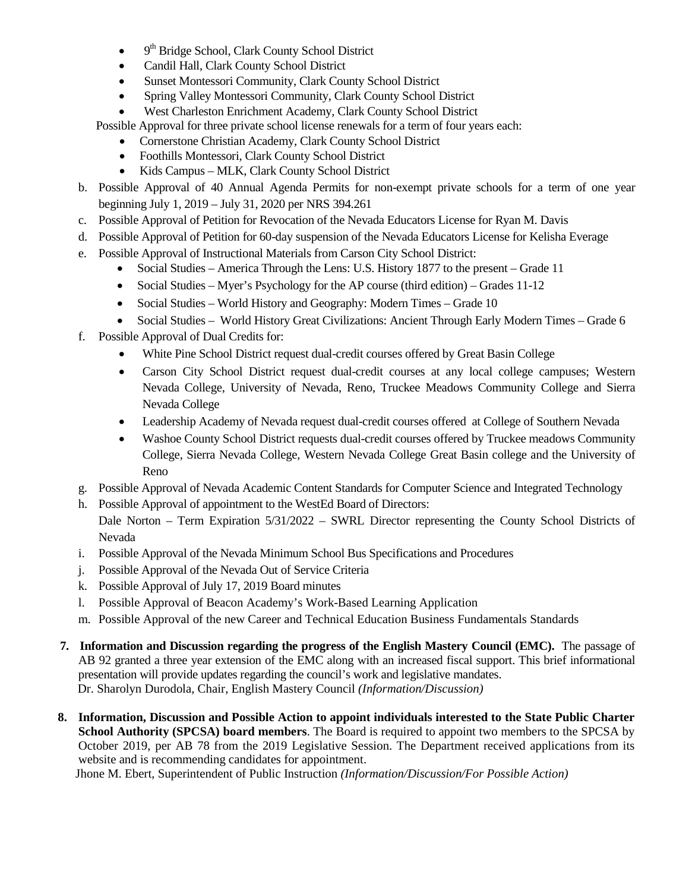- 9th Bridge School, Clark County School District
- Candil Hall, Clark County School District
- Sunset Montessori Community, Clark County School District
- Spring Valley Montessori Community, Clark County School District
- West Charleston Enrichment Academy, Clark County School District

Possible Approval for three private school license renewals for a term of four years each:

- Cornerstone Christian Academy, Clark County School District
- Foothills Montessori, Clark County School District
- Kids Campus – MLK, Clark County School District

b. Possible Approval of 40 Annual Agenda Permits for non-exempt private schools for a term of one year beginning July 1, 2019 – July 31, 2020 per NRS 394.261

c. Possible Approval of Petition for Revocation of the Nevada Educators License for Ryan M. Davis

d. Possible Approval of Petition for 60-day suspension of the Nevada Educators License for Kelisha Everage

e. Possible Approval of Instructional Materials from Carson City School District:
   - Social Studies – America Through the Lens: U.S. History 1877 to the present – Grade 11
   - Social Studies – Myer's Psychology for the AP course (third edition) – Grades 11-12
   - Social Studies – World History and Geography: Modern Times – Grade 10
   - Social Studies – World History Great Civilizations: Ancient Through Early Modern Times – Grade 6

f. Possible Approval of Dual Credits for:
   - White Pine School District request dual-credit courses offered by Great Basin College
   - Carson City School District request dual-credit courses at any local college campuses; Western Nevada College, University of Nevada, Reno, Truckee Meadows Community College and Sierra Nevada College
   - Leadership Academy of Nevada request dual-credit courses offered at College of Southern Nevada
   - Washoe County School District requests dual-credit courses offered by Truckee meadows Community College, Sierra Nevada College, Western Nevada College Great Basin college and the University of Reno

g. Possible Approval of Nevada Academic Content Standards for Computer Science and Integrated Technology

h. Possible Approval of appointment to the WestEd Board of Directors:
   Dale Norton – Term Expiration 5/31/2022 – SWRL Director representing the County School Districts of Nevada

i. Possible Approval of the Nevada Minimum School Bus Specifications and Procedures

j. Possible Approval of the Nevada Out of Service Criteria

k. Possible Approval of July 17, 2019 Board minutes

l. Possible Approval of Beacon Academy's Work-Based Learning Application

m. Possible Approval of the new Career and Technical Education Business Fundamentals Standards

**7. Information and Discussion regarding the progress of the English Mastery Council (EMC).** The passage of AB 92 granted a three year extension of the EMC along with an increased fiscal support. This brief informational presentation will provide updates regarding the council's work and legislative mandates.
Dr. Sharolyn Durodola, Chair, English Mastery Council *(Information/Discussion)*

**8. Information, Discussion and Possible Action to appoint individuals interested to the State Public Charter School Authority (SPCSA) board members**. The Board is required to appoint two members to the SPCSA by October 2019, per AB 78 from the 2019 Legislative Session. The Department received applications from its website and is recommending candidates for appointment.
Jhone M. Ebert, Superintendent of Public Instruction *(Information/Discussion/For Possible Action)*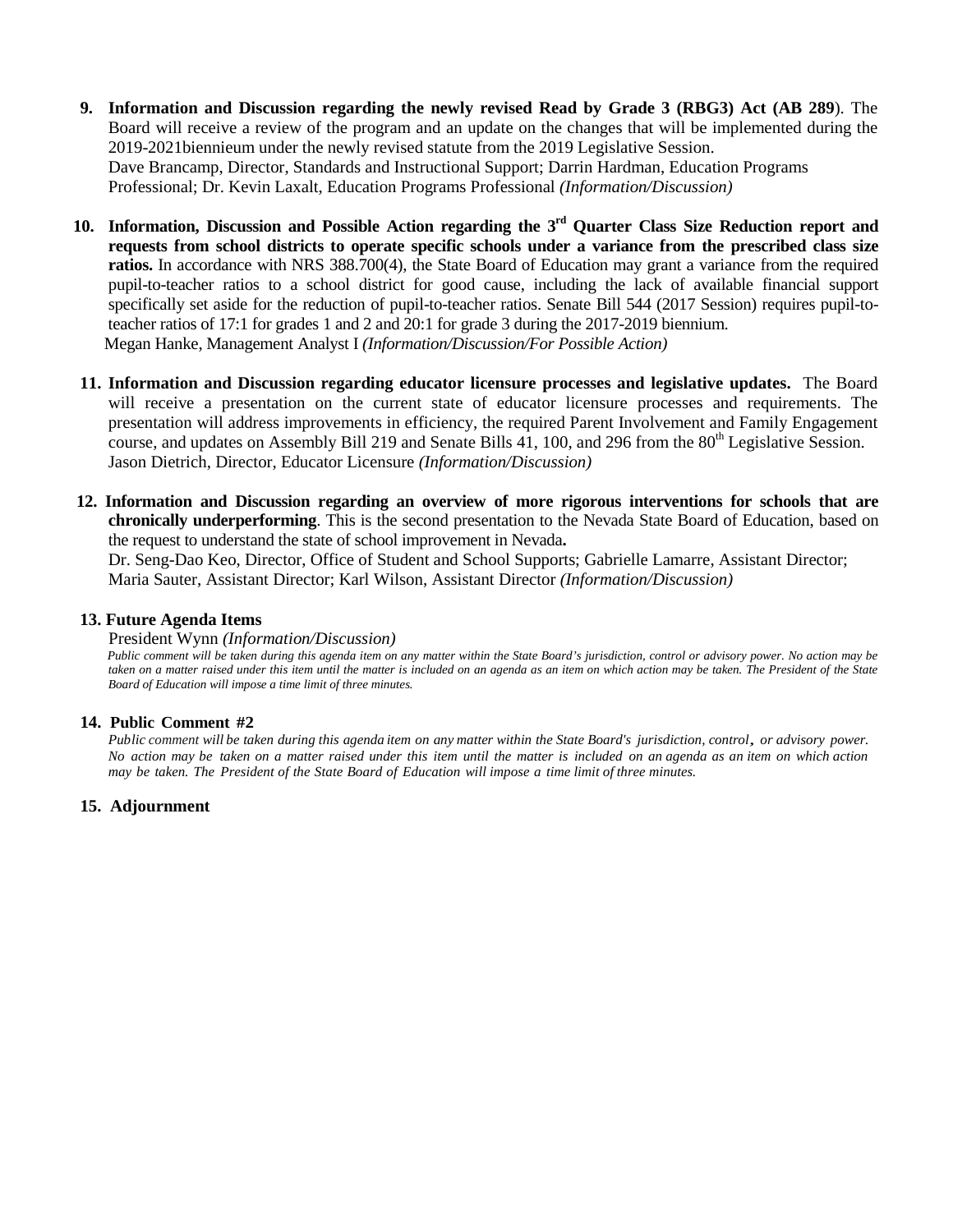9. **Information and Discussion regarding the newly revised Read by Grade 3 (RBG3) Act (AB 289**). The Board will receive a review of the program and an update on the changes that will be implemented during the 2019-2021biennieum under the newly revised statute from the 2019 Legislative Session.
   Dave Brancamp, Director, Standards and Instructional Support; Darrin Hardman, Education Programs Professional; Dr. Kevin Laxalt, Education Programs Professional *(Information/Discussion)*

10. **Information, Discussion and Possible Action regarding the 3rd Quarter Class Size Reduction report and requests from school districts to operate specific schools under a variance from the prescribed class size ratios.** In accordance with NRS 388.700(4), the State Board of Education may grant a variance from the required pupil-to-teacher ratios to a school district for good cause, including the lack of available financial support specifically set aside for the reduction of pupil-to-teacher ratios. Senate Bill 544 (2017 Session) requires pupil-to-teacher ratios of 17:1 for grades 1 and 2 and 20:1 for grade 3 during the 2017-2019 biennium.
    Megan Hanke, Management Analyst I *(Information/Discussion/For Possible Action)*

11. **Information and Discussion regarding educator licensure processes and legislative updates.** The Board will receive a presentation on the current state of educator licensure processes and requirements. The presentation will address improvements in efficiency, the required Parent Involvement and Family Engagement course, and updates on Assembly Bill 219 and Senate Bills 41, 100, and 296 from the 80th Legislative Session.
    Jason Dietrich, Director, Educator Licensure *(Information/Discussion)*

12. **Information and Discussion regarding an overview of more rigorous interventions for schools that are chronically underperforming**. This is the second presentation to the Nevada State Board of Education, based on the request to understand the state of school improvement in Nevada**.**
    Dr. Seng-Dao Keo, Director, Office of Student and School Supports; Gabrielle Lamarre, Assistant Director; Maria Sauter, Assistant Director; Karl Wilson, Assistant Director *(Information/Discussion)*

13. **Future Agenda Items**
    President Wynn *(Information/Discussion)*
    *Public comment will be taken during this agenda item on any matter within the State Board's jurisdiction, control or advisory power. No action may be taken on a matter raised under this item until the matter is included on an agenda as an item on which action may be taken. The President of the State Board of Education will impose a time limit of three minutes.*

14. **Public Comment #2**
    *Public comment will be taken during this agenda item on any matter within the State Board's jurisdiction, control, or advisory power. No action may be taken on a matter raised under this item until the matter is included on an agenda as an item on which action may be taken. The President of the State Board of Education will impose a time limit of three minutes.*

15. **Adjournment**